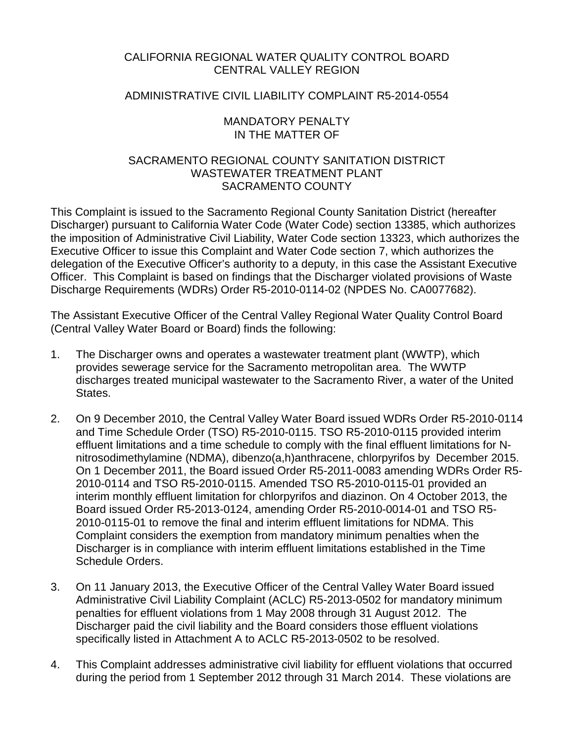CALIFORNIA REGIONAL WATER QUALITY CONTROL BOARD
CENTRAL VALLEY REGION

ADMINISTRATIVE CIVIL LIABILITY COMPLAINT R5-2014-0554

MANDATORY PENALTY
IN THE MATTER OF

SACRAMENTO REGIONAL COUNTY SANITATION DISTRICT
WASTEWATER TREATMENT PLANT
SACRAMENTO COUNTY

This Complaint is issued to the Sacramento Regional County Sanitation District (hereafter Discharger) pursuant to California Water Code (Water Code) section 13385, which authorizes the imposition of Administrative Civil Liability, Water Code section 13323, which authorizes the Executive Officer to issue this Complaint and Water Code section 7, which authorizes the delegation of the Executive Officer's authority to a deputy, in this case the Assistant Executive Officer. This Complaint is based on findings that the Discharger violated provisions of Waste Discharge Requirements (WDRs) Order R5-2010-0114-02 (NPDES No. CA0077682).

The Assistant Executive Officer of the Central Valley Regional Water Quality Control Board (Central Valley Water Board or Board) finds the following:

1. The Discharger owns and operates a wastewater treatment plant (WWTP), which provides sewerage service for the Sacramento metropolitan area. The WWTP discharges treated municipal wastewater to the Sacramento River, a water of the United States.

2. On 9 December 2010, the Central Valley Water Board issued WDRs Order R5-2010-0114 and Time Schedule Order (TSO) R5-2010-0115. TSO R5-2010-0115 provided interim effluent limitations and a time schedule to comply with the final effluent limitations for N-nitrosodimethylamine (NDMA), dibenzo(a,h)anthracene, chlorpyrifos by December 2015. On 1 December 2011, the Board issued Order R5-2011-0083 amending WDRs Order R5-2010-0114 and TSO R5-2010-0115. Amended TSO R5-2010-0115-01 provided an interim monthly effluent limitation for chlorpyrifos and diazinon. On 4 October 2013, the Board issued Order R5-2013-0124, amending Order R5-2010-0014-01 and TSO R5-2010-0115-01 to remove the final and interim effluent limitations for NDMA. This Complaint considers the exemption from mandatory minimum penalties when the Discharger is in compliance with interim effluent limitations established in the Time Schedule Orders.

3. On 11 January 2013, the Executive Officer of the Central Valley Water Board issued Administrative Civil Liability Complaint (ACLC) R5-2013-0502 for mandatory minimum penalties for effluent violations from 1 May 2008 through 31 August 2012. The Discharger paid the civil liability and the Board considers those effluent violations specifically listed in Attachment A to ACLC R5-2013-0502 to be resolved.

4. This Complaint addresses administrative civil liability for effluent violations that occurred during the period from 1 September 2012 through 31 March 2014. These violations are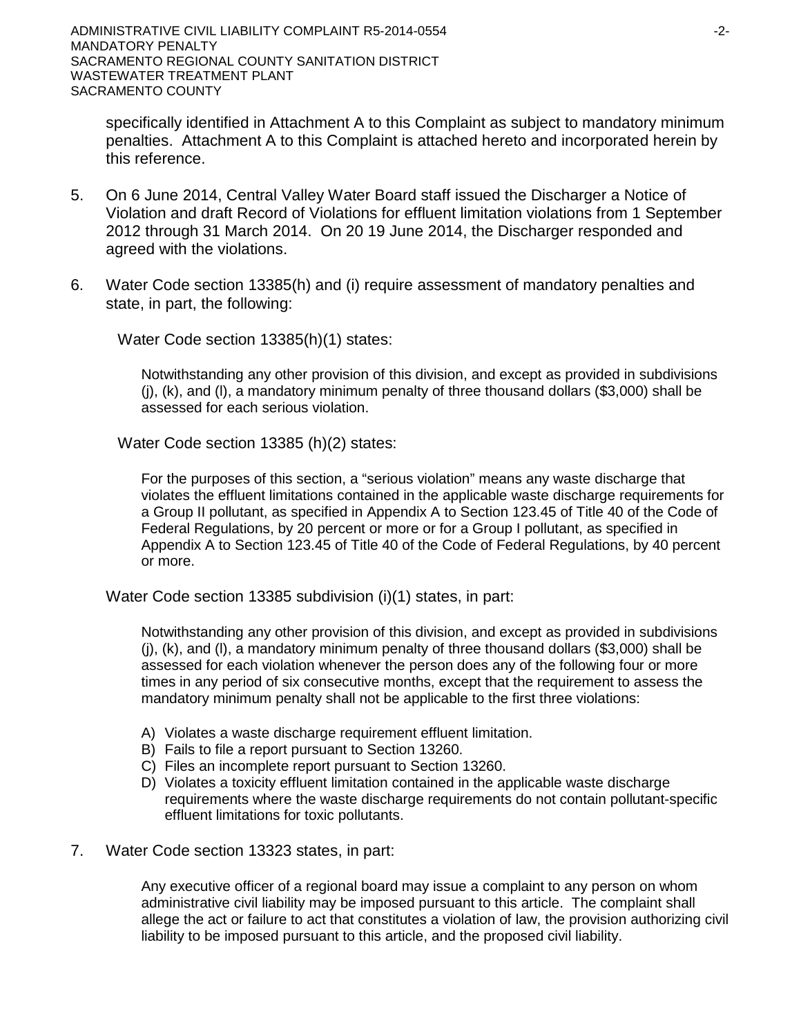specifically identified in Attachment A to this Complaint as subject to mandatory minimum penalties. Attachment A to this Complaint is attached hereto and incorporated herein by this reference.

5. On 6 June 2014, Central Valley Water Board staff issued the Discharger a Notice of Violation and draft Record of Violations for effluent limitation violations from 1 September 2012 through 31 March 2014. On 20 19 June 2014, the Discharger responded and agreed with the violations.

6. Water Code section 13385(h) and (i) require assessment of mandatory penalties and state, in part, the following:

   Water Code section 13385(h)(1) states:

   > Notwithstanding any other provision of this division, and except as provided in subdivisions (j), (k), and (l), a mandatory minimum penalty of three thousand dollars ($3,000) shall be assessed for each serious violation.

   Water Code section 13385 (h)(2) states:

   > For the purposes of this section, a "serious violation" means any waste discharge that violates the effluent limitations contained in the applicable waste discharge requirements for a Group II pollutant, as specified in Appendix A to Section 123.45 of Title 40 of the Code of Federal Regulations, by 20 percent or more or for a Group I pollutant, as specified in Appendix A to Section 123.45 of Title 40 of the Code of Federal Regulations, by 40 percent or more.

   Water Code section 13385 subdivision (i)(1) states, in part:

   > Notwithstanding any other provision of this division, and except as provided in subdivisions (j), (k), and (l), a mandatory minimum penalty of three thousand dollars ($3,000) shall be assessed for each violation whenever the person does any of the following four or more times in any period of six consecutive months, except that the requirement to assess the mandatory minimum penalty shall not be applicable to the first three violations:
   >
   > A) Violates a waste discharge requirement effluent limitation.
   > B) Fails to file a report pursuant to Section 13260.
   > C) Files an incomplete report pursuant to Section 13260.
   > D) Violates a toxicity effluent limitation contained in the applicable waste discharge requirements where the waste discharge requirements do not contain pollutant-specific effluent limitations for toxic pollutants.

7. Water Code section 13323 states, in part:

   > Any executive officer of a regional board may issue a complaint to any person on whom administrative civil liability may be imposed pursuant to this article. The complaint shall allege the act or failure to act that constitutes a violation of law, the provision authorizing civil liability to be imposed pursuant to this article, and the proposed civil liability.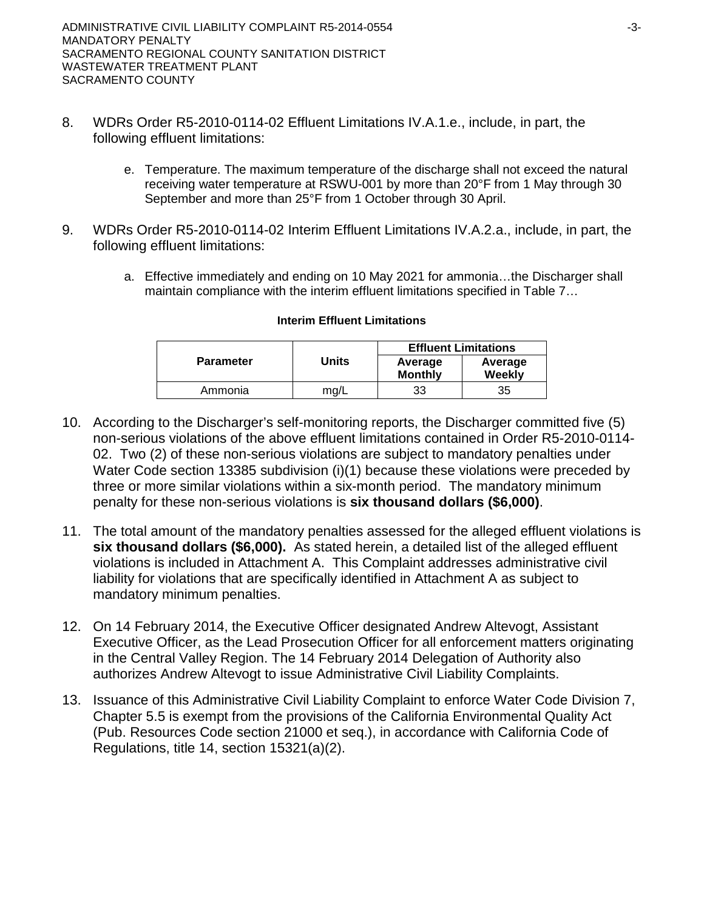8. WDRs Order R5-2010-0114-02 Effluent Limitations IV.A.1.e., include, in part, the following effluent limitations:

   e. Temperature. The maximum temperature of the discharge shall not exceed the natural receiving water temperature at RSWU-001 by more than 20°F from 1 May through 30 September and more than 25°F from 1 October through 30 April.

9. WDRs Order R5-2010-0114-02 Interim Effluent Limitations IV.A.2.a., include, in part, the following effluent limitations:

   a. Effective immediately and ending on 10 May 2021 for ammonia…the Discharger shall maintain compliance with the interim effluent limitations specified in Table 7…

**Interim Effluent Limitations**

| Parameter | Units | Effluent Limitations | |
|---|---|---|---|
| | | Average Monthly | Average Weekly |
| Ammonia | mg/L | 33 | 35 |

10. According to the Discharger's self-monitoring reports, the Discharger committed five (5) non-serious violations of the above effluent limitations contained in Order R5-2010-0114-02. Two (2) of these non-serious violations are subject to mandatory penalties under Water Code section 13385 subdivision (i)(1) because these violations were preceded by three or more similar violations within a six-month period. The mandatory minimum penalty for these non-serious violations is **six thousand dollars ($6,000)**.

11. The total amount of the mandatory penalties assessed for the alleged effluent violations is **six thousand dollars ($6,000).** As stated herein, a detailed list of the alleged effluent violations is included in Attachment A. This Complaint addresses administrative civil liability for violations that are specifically identified in Attachment A as subject to mandatory minimum penalties.

12. On 14 February 2014, the Executive Officer designated Andrew Altevogt, Assistant Executive Officer, as the Lead Prosecution Officer for all enforcement matters originating in the Central Valley Region. The 14 February 2014 Delegation of Authority also authorizes Andrew Altevogt to issue Administrative Civil Liability Complaints.

13. Issuance of this Administrative Civil Liability Complaint to enforce Water Code Division 7, Chapter 5.5 is exempt from the provisions of the California Environmental Quality Act (Pub. Resources Code section 21000 et seq.), in accordance with California Code of Regulations, title 14, section 15321(a)(2).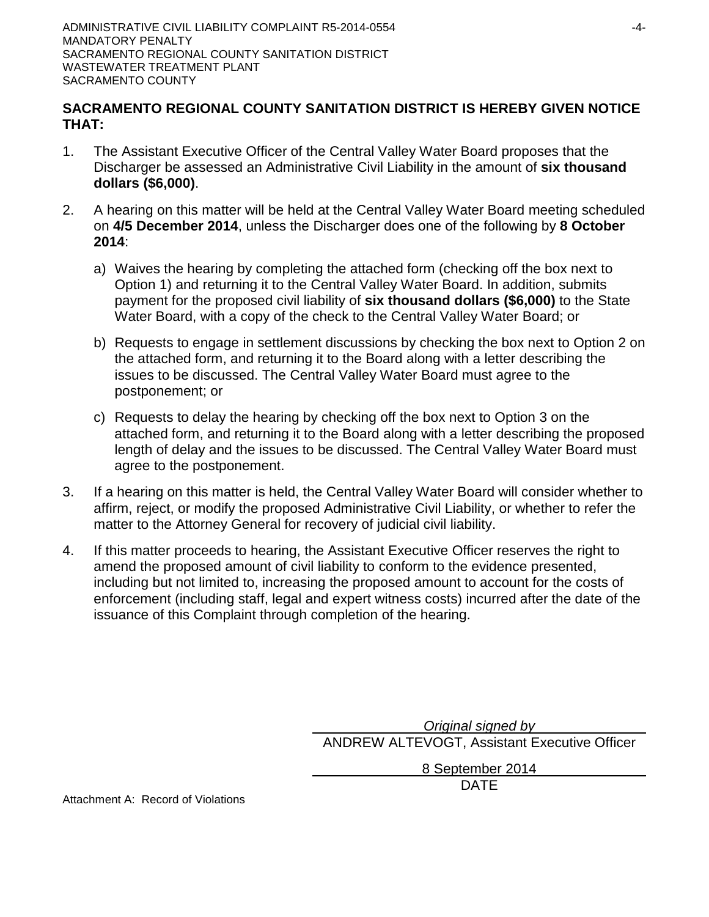**SACRAMENTO REGIONAL COUNTY SANITATION DISTRICT IS HEREBY GIVEN NOTICE THAT:**

1. The Assistant Executive Officer of the Central Valley Water Board proposes that the Discharger be assessed an Administrative Civil Liability in the amount of **six thousand dollars ($6,000)**.

2. A hearing on this matter will be held at the Central Valley Water Board meeting scheduled on **4/5 December 2014**, unless the Discharger does one of the following by **8 October 2014**:

   a) Waives the hearing by completing the attached form (checking off the box next to Option 1) and returning it to the Central Valley Water Board. In addition, submits payment for the proposed civil liability of **six thousand dollars ($6,000)** to the State Water Board, with a copy of the check to the Central Valley Water Board; or

   b) Requests to engage in settlement discussions by checking the box next to Option 2 on the attached form, and returning it to the Board along with a letter describing the issues to be discussed. The Central Valley Water Board must agree to the postponement; or

   c) Requests to delay the hearing by checking off the box next to Option 3 on the attached form, and returning it to the Board along with a letter describing the proposed length of delay and the issues to be discussed. The Central Valley Water Board must agree to the postponement.

3. If a hearing on this matter is held, the Central Valley Water Board will consider whether to affirm, reject, or modify the proposed Administrative Civil Liability, or whether to refer the matter to the Attorney General for recovery of judicial civil liability.

4. If this matter proceeds to hearing, the Assistant Executive Officer reserves the right to amend the proposed amount of civil liability to conform to the evidence presented, including but not limited to, increasing the proposed amount to account for the costs of enforcement (including staff, legal and expert witness costs) incurred after the date of the issuance of this Complaint through completion of the hearing.

*Original signed by*
ANDREW ALTEVOGT, Assistant Executive Officer

8 September 2014
DATE

Attachment A: Record of Violations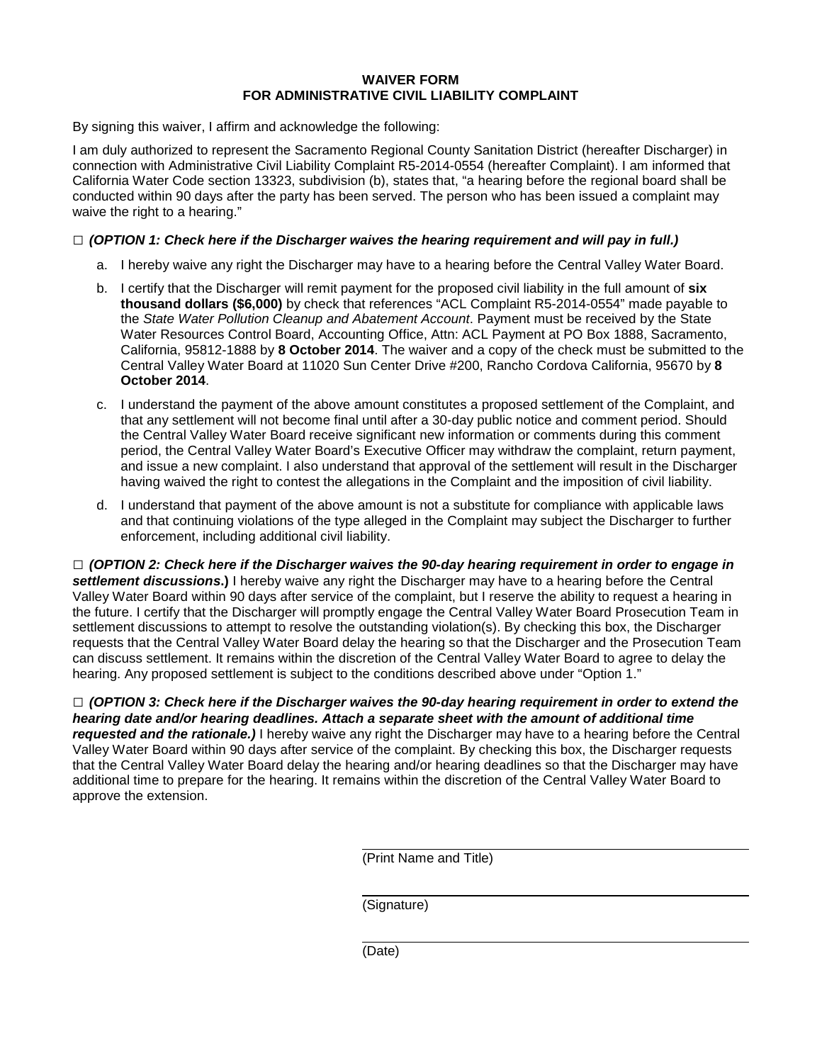**WAIVER FORM**
**FOR ADMINISTRATIVE CIVIL LIABILITY COMPLAINT**

By signing this waiver, I affirm and acknowledge the following:

I am duly authorized to represent the Sacramento Regional County Sanitation District (hereafter Discharger) in connection with Administrative Civil Liability Complaint R5-2014-0554 (hereafter Complaint). I am informed that California Water Code section 13323, subdivision (b), states that, "a hearing before the regional board shall be conducted within 90 days after the party has been served. The person who has been issued a complaint may waive the right to a hearing."

□ ***(OPTION 1: Check here if the Discharger waives the hearing requirement and will pay in full.)***

a. I hereby waive any right the Discharger may have to a hearing before the Central Valley Water Board.

b. I certify that the Discharger will remit payment for the proposed civil liability in the full amount of **six thousand dollars ($6,000)** by check that references "ACL Complaint R5-2014-0554" made payable to the *State Water Pollution Cleanup and Abatement Account*. Payment must be received by the State Water Resources Control Board, Accounting Office, Attn: ACL Payment at PO Box 1888, Sacramento, California, 95812-1888 by **8 October 2014**. The waiver and a copy of the check must be submitted to the Central Valley Water Board at 11020 Sun Center Drive #200, Rancho Cordova California, 95670 by **8 October 2014**.

c. I understand the payment of the above amount constitutes a proposed settlement of the Complaint, and that any settlement will not become final until after a 30-day public notice and comment period. Should the Central Valley Water Board receive significant new information or comments during this comment period, the Central Valley Water Board's Executive Officer may withdraw the complaint, return payment, and issue a new complaint. I also understand that approval of the settlement will result in the Discharger having waived the right to contest the allegations in the Complaint and the imposition of civil liability.

d. I understand that payment of the above amount is not a substitute for compliance with applicable laws and that continuing violations of the type alleged in the Complaint may subject the Discharger to further enforcement, including additional civil liability.

□ ***(OPTION 2: Check here if the Discharger waives the 90-day hearing requirement in order to engage in settlement discussions*.)** I hereby waive any right the Discharger may have to a hearing before the Central Valley Water Board within 90 days after service of the complaint, but I reserve the ability to request a hearing in the future. I certify that the Discharger will promptly engage the Central Valley Water Board Prosecution Team in settlement discussions to attempt to resolve the outstanding violation(s). By checking this box, the Discharger requests that the Central Valley Water Board delay the hearing so that the Discharger and the Prosecution Team can discuss settlement. It remains within the discretion of the Central Valley Water Board to agree to delay the hearing. Any proposed settlement is subject to the conditions described above under "Option 1."

□ ***(OPTION 3: Check here if the Discharger waives the 90-day hearing requirement in order to extend the hearing date and/or hearing deadlines. Attach a separate sheet with the amount of additional time requested and the rationale.)*** I hereby waive any right the Discharger may have to a hearing before the Central Valley Water Board within 90 days after service of the complaint. By checking this box, the Discharger requests that the Central Valley Water Board delay the hearing and/or hearing deadlines so that the Discharger may have additional time to prepare for the hearing. It remains within the discretion of the Central Valley Water Board to approve the extension.

\_\_\_\_\_\_\_\_\_\_\_\_\_\_\_\_\_\_\_\_\_\_\_\_\_\_\_\_\_\_\_\_\_\_\_\_\_\_\_\_
(Print Name and Title)

\_\_\_\_\_\_\_\_\_\_\_\_\_\_\_\_\_\_\_\_\_\_\_\_\_\_\_\_\_\_\_\_\_\_\_\_\_\_\_\_
(Signature)

\_\_\_\_\_\_\_\_\_\_\_\_\_\_\_\_\_\_\_\_\_\_\_\_\_\_\_\_\_\_\_\_\_\_\_\_\_\_\_\_
(Date)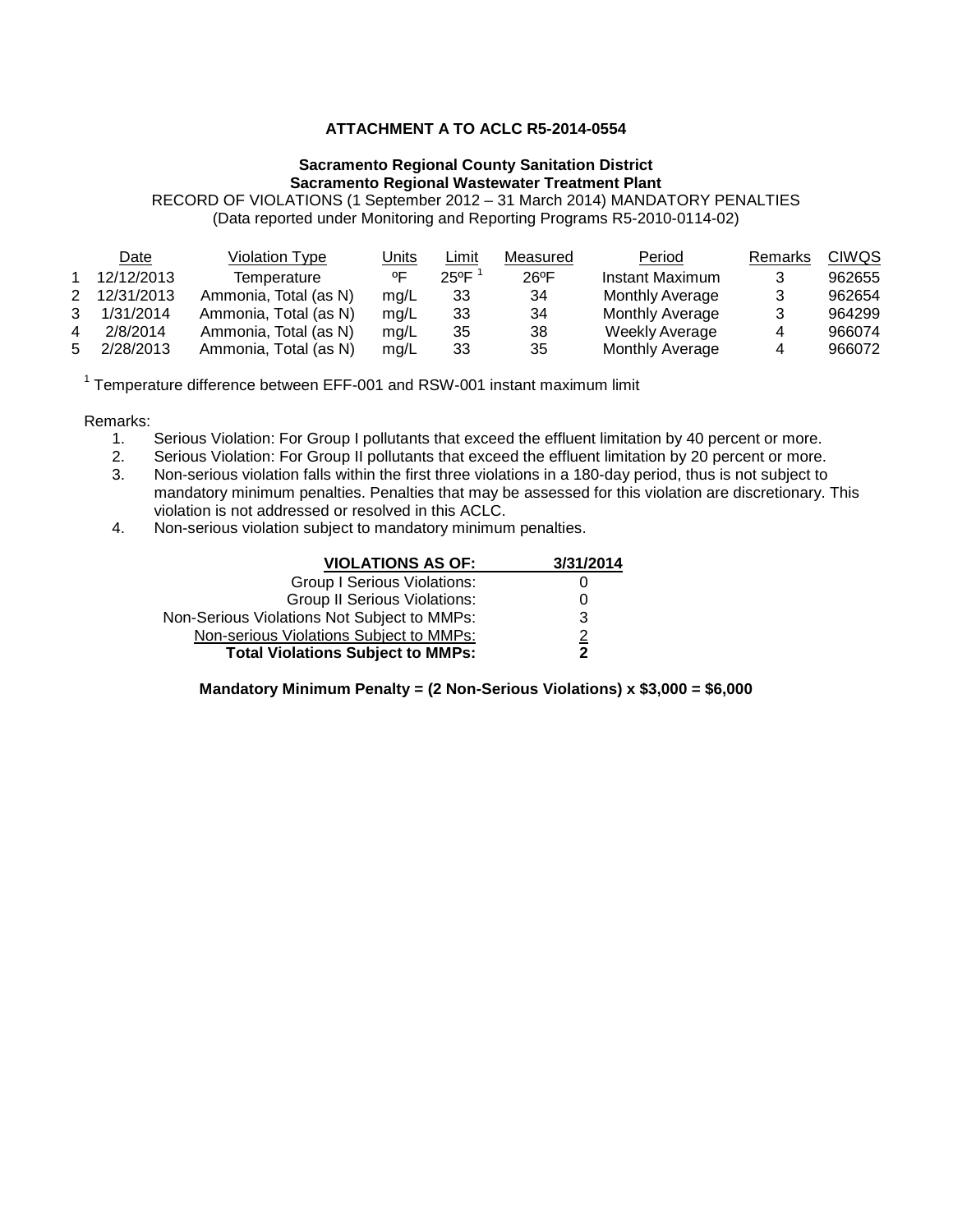**ATTACHMENT A TO ACLC R5-2014-0554**

**Sacramento Regional County Sanitation District**
**Sacramento Regional Wastewater Treatment Plant**
RECORD OF VIOLATIONS (1 September 2012 – 31 March 2014) MANDATORY PENALTIES
(Data reported under Monitoring and Reporting Programs R5-2010-0114-02)

| | Date | Violation Type | Units | Limit | Measured | Period | Remarks | CIWQS |
|---|---|---|---|---|---|---|---|---|
| 1 | 12/12/2013 | Temperature | ºF | 25ºF [1] | 26ºF | Instant Maximum | 3 | 962655 |
| 2 | 12/31/2013 | Ammonia, Total (as N) | mg/L | 33 | 34 | Monthly Average | 3 | 962654 |
| 3 | 1/31/2014 | Ammonia, Total (as N) | mg/L | 33 | 34 | Monthly Average | 3 | 964299 |
| 4 | 2/8/2014 | Ammonia, Total (as N) | mg/L | 35 | 38 | Weekly Average | 4 | 966074 |
| 5 | 2/28/2013 | Ammonia, Total (as N) | mg/L | 33 | 35 | Monthly Average | 4 | 966072 |

[1] Temperature difference between EFF-001 and RSW-001 instant maximum limit

Remarks:
1. Serious Violation: For Group I pollutants that exceed the effluent limitation by 40 percent or more.
2. Serious Violation: For Group II pollutants that exceed the effluent limitation by 20 percent or more.
3. Non-serious violation falls within the first three violations in a 180-day period, thus is not subject to mandatory minimum penalties. Penalties that may be assessed for this violation are discretionary. This violation is not addressed or resolved in this ACLC.
4. Non-serious violation subject to mandatory minimum penalties.

| **VIOLATIONS AS OF:** | **3/31/2014** |
|---|---|
| Group I Serious Violations: | 0 |
| Group II Serious Violations: | 0 |
| Non-Serious Violations Not Subject to MMPs: | 3 |
| Non-serious Violations Subject to MMPs: | 2 |
| **Total Violations Subject to MMPs:** | **2** |

**Mandatory Minimum Penalty = (2 Non-Serious Violations) x $3,000 = $6,000**